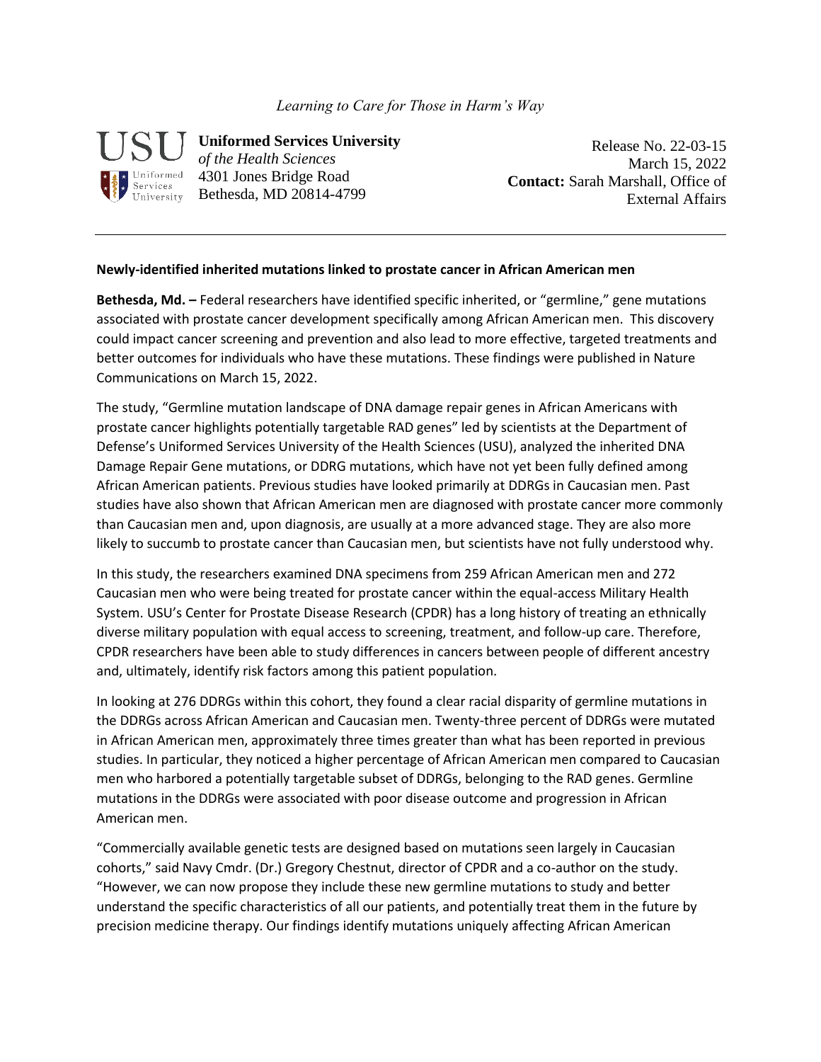*Learning to Care for Those in Harm's Way*

**Uniformed Services University**
*of the Health Sciences*
4301 Jones Bridge Road
Bethesda, MD 20814-4799

Release No. 22-03-15
March 15, 2022
**Contact:** Sarah Marshall, Office of External Affairs

---

**Newly-identified inherited mutations linked to prostate cancer in African American men**

**Bethesda, Md. –** Federal researchers have identified specific inherited, or "germline," gene mutations associated with prostate cancer development specifically among African American men. This discovery could impact cancer screening and prevention and also lead to more effective, targeted treatments and better outcomes for individuals who have these mutations. These findings were published in Nature Communications on March 15, 2022.

The study, "Germline mutation landscape of DNA damage repair genes in African Americans with prostate cancer highlights potentially targetable RAD genes" led by scientists at the Department of Defense's Uniformed Services University of the Health Sciences (USU), analyzed the inherited DNA Damage Repair Gene mutations, or DDRG mutations, which have not yet been fully defined among African American patients. Previous studies have looked primarily at DDRGs in Caucasian men. Past studies have also shown that African American men are diagnosed with prostate cancer more commonly than Caucasian men and, upon diagnosis, are usually at a more advanced stage. They are also more likely to succumb to prostate cancer than Caucasian men, but scientists have not fully understood why.

In this study, the researchers examined DNA specimens from 259 African American men and 272 Caucasian men who were being treated for prostate cancer within the equal-access Military Health System. USU's Center for Prostate Disease Research (CPDR) has a long history of treating an ethnically diverse military population with equal access to screening, treatment, and follow-up care. Therefore, CPDR researchers have been able to study differences in cancers between people of different ancestry and, ultimately, identify risk factors among this patient population.

In looking at 276 DDRGs within this cohort, they found a clear racial disparity of germline mutations in the DDRGs across African American and Caucasian men. Twenty-three percent of DDRGs were mutated in African American men, approximately three times greater than what has been reported in previous studies. In particular, they noticed a higher percentage of African American men compared to Caucasian men who harbored a potentially targetable subset of DDRGs, belonging to the RAD genes. Germline mutations in the DDRGs were associated with poor disease outcome and progression in African American men.

"Commercially available genetic tests are designed based on mutations seen largely in Caucasian cohorts," said Navy Cmdr. (Dr.) Gregory Chestnut, director of CPDR and a co-author on the study. "However, we can now propose they include these new germline mutations to study and better understand the specific characteristics of all our patients, and potentially treat them in the future by precision medicine therapy. Our findings identify mutations uniquely affecting African American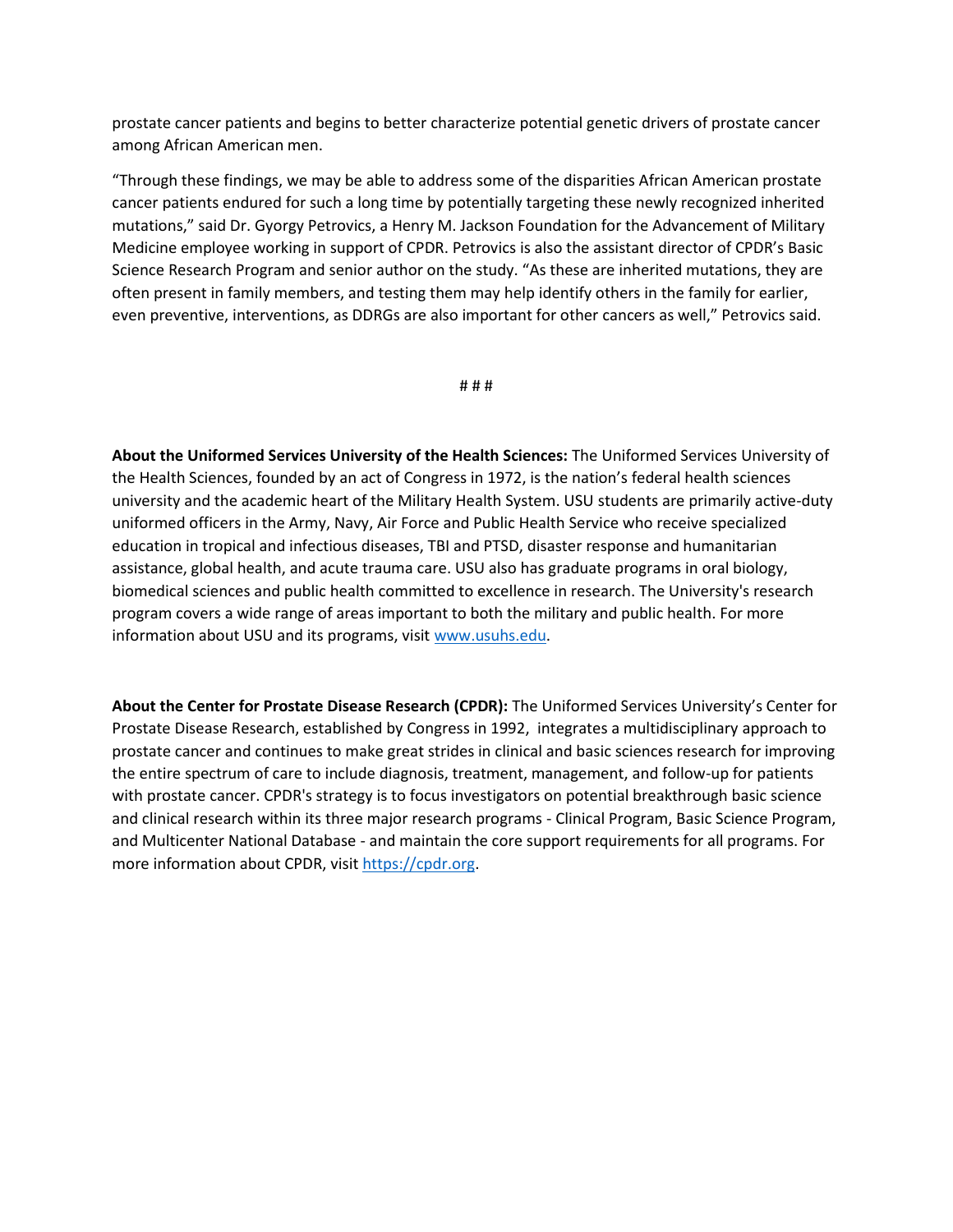prostate cancer patients and begins to better characterize potential genetic drivers of prostate cancer among African American men.

"Through these findings, we may be able to address some of the disparities African American prostate cancer patients endured for such a long time by potentially targeting these newly recognized inherited mutations," said Dr. Gyorgy Petrovics, a Henry M. Jackson Foundation for the Advancement of Military Medicine employee working in support of CPDR. Petrovics is also the assistant director of CPDR's Basic Science Research Program and senior author on the study. "As these are inherited mutations, they are often present in family members, and testing them may help identify others in the family for earlier, even preventive, interventions, as DDRGs are also important for other cancers as well," Petrovics said.

# # #

**About the Uniformed Services University of the Health Sciences:** The Uniformed Services University of the Health Sciences, founded by an act of Congress in 1972, is the nation's federal health sciences university and the academic heart of the Military Health System. USU students are primarily active-duty uniformed officers in the Army, Navy, Air Force and Public Health Service who receive specialized education in tropical and infectious diseases, TBI and PTSD, disaster response and humanitarian assistance, global health, and acute trauma care. USU also has graduate programs in oral biology, biomedical sciences and public health committed to excellence in research. The University's research program covers a wide range of areas important to both the military and public health. For more information about USU and its programs, visit [www.usuhs.edu](www.usuhs.edu).

**About the Center for Prostate Disease Research (CPDR):** The Uniformed Services University's Center for Prostate Disease Research, established by Congress in 1992, integrates a multidisciplinary approach to prostate cancer and continues to make great strides in clinical and basic sciences research for improving the entire spectrum of care to include diagnosis, treatment, management, and follow-up for patients with prostate cancer. CPDR's strategy is to focus investigators on potential breakthrough basic science and clinical research within its three major research programs - Clinical Program, Basic Science Program, and Multicenter National Database - and maintain the core support requirements for all programs. For more information about CPDR, visit [https://cpdr.org](https://cpdr.org).